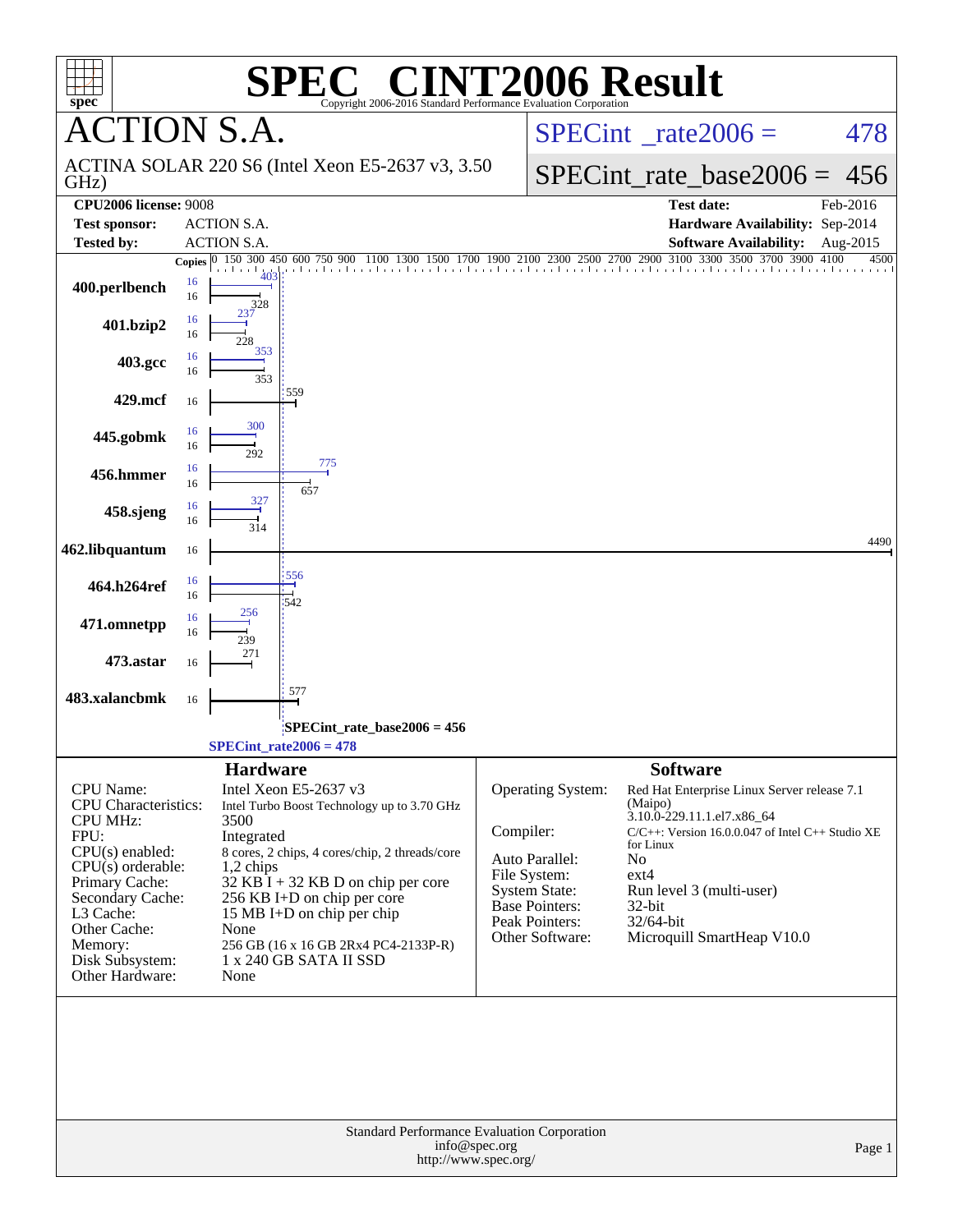# SPEC® CINT2006 Result

Copyright 2006-2016 Standard Performance Evaluation Corporation

## ACTION S.A.

ACTINA SOLAR 220 S6 (Intel Xeon E5-2637 v3, 3.50 GHz)

SPECint_rate2006 = 478

SPECint_rate_base2006 = 456

| | | | |
|---|---|---|---|
| **CPU2006 license:** 9008 | | **Test date:** | Feb-2016 |
| **Test sponsor:** | ACTION S.A. | **Hardware Availability:** | Sep-2014 |
| **Tested by:** | ACTION S.A. | **Software Availability:** | Aug-2015 |

| Benchmark | Copies | Peak | Base |
|---|---|---|---|
| 400.perlbench | 16 | 403 | 328 |
| 401.bzip2 | 16 | 237 | 228 |
| 403.gcc | 16 | 353 | 353 |
| 429.mcf | 16 | | 559 |
| 445.gobmk | 16 | 300 | 292 |
| 456.hmmer | 16 | 775 | 657 |
| 458.sjeng | 16 | 327 | 314 |
| 462.libquantum | 16 | | 4490 |
| 464.h264ref | 16 | 556 | 542 |
| 471.omnetpp | 16 | 256 | 239 |
| 473.astar | 16 | | 271 |
| 483.xalancbmk | 16 | | 577 |

SPECint_rate_base2006 = 456

SPECint_rate2006 = 478

## Hardware

| | |
|---|---|
| CPU Name: | Intel Xeon E5-2637 v3 |
| CPU Characteristics: | Intel Turbo Boost Technology up to 3.70 GHz |
| CPU MHz: | 3500 |
| FPU: | Integrated |
| CPU(s) enabled: | 8 cores, 2 chips, 4 cores/chip, 2 threads/core |
| CPU(s) orderable: | 1,2 chips |
| Primary Cache: | 32 KB I + 32 KB D on chip per core |
| Secondary Cache: | 256 KB I+D on chip per core |
| L3 Cache: | 15 MB I+D on chip per chip |
| Other Cache: | None |
| Memory: | 256 GB (16 x 16 GB 2Rx4 PC4-2133P-R) |
| Disk Subsystem: | 1 x 240 GB SATA II SSD |
| Other Hardware: | None |

## Software

| | |
|---|---|
| Operating System: | Red Hat Enterprise Linux Server release 7.1 (Maipo) 3.10.0-229.11.1.el7.x86_64 |
| Compiler: | C/C++: Version 16.0.0.047 of Intel C++ Studio XE for Linux |
| Auto Parallel: | No |
| File System: | ext4 |
| System State: | Run level 3 (multi-user) |
| Base Pointers: | 32-bit |
| Peak Pointers: | 32/64-bit |
| Other Software: | Microquill SmartHeap V10.0 |

Standard Performance Evaluation Corporation
info@spec.org
http://www.spec.org/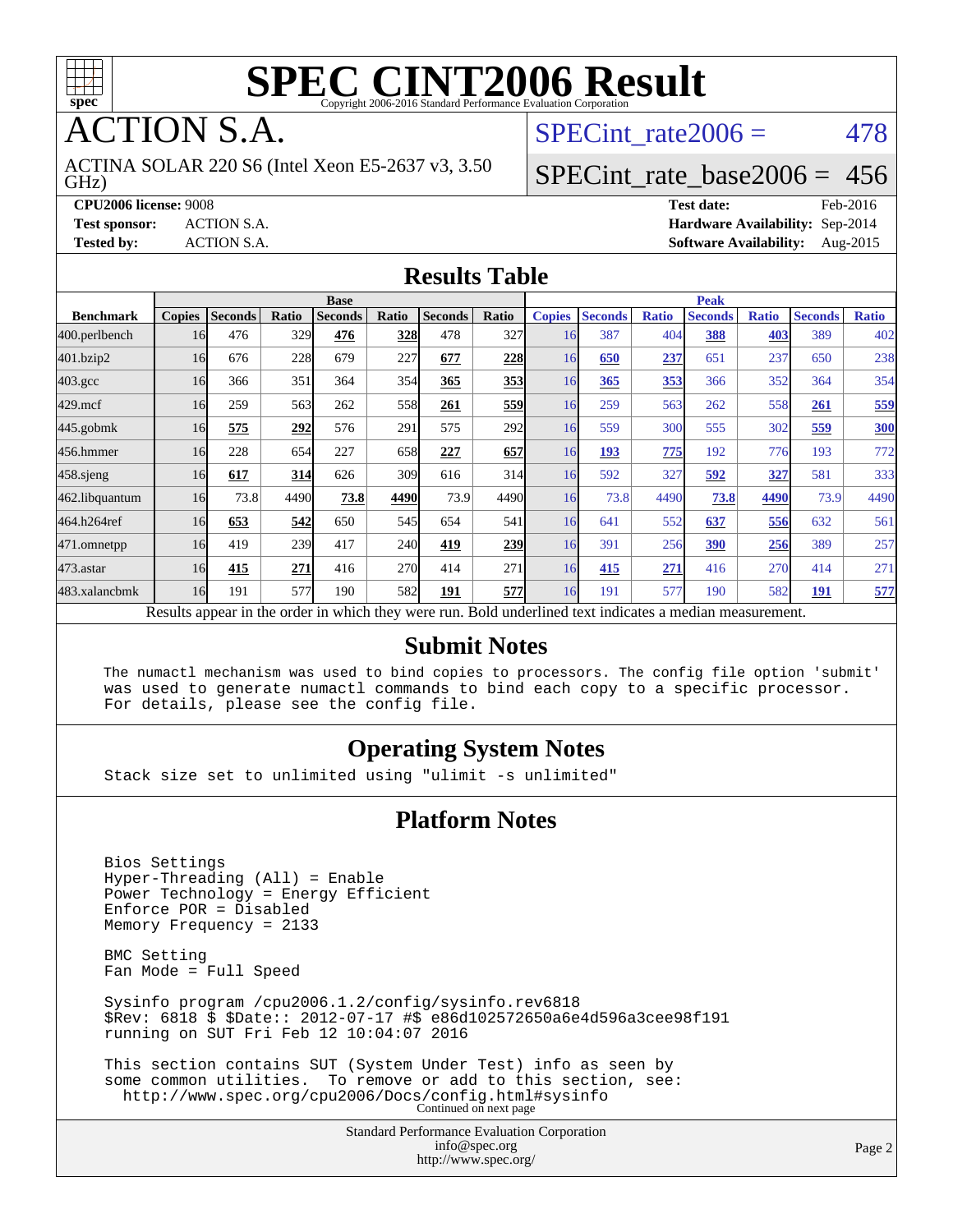# SPEC CINT2006 Result

Copyright 2006-2016 Standard Performance Evaluation Corporation

# ACTION S.A.

ACTINA SOLAR 220 S6 (Intel Xeon E5-2637 v3, 3.50 GHz)

SPECint_rate2006 = 478

SPECint_rate_base2006 = 456

**CPU2006 license:** 9008
**Test sponsor:** ACTION S.A.
**Tested by:** ACTION S.A.

**Test date:** Feb-2016
**Hardware Availability:** Sep-2014
**Software Availability:** Aug-2015

## Results Table

| Benchmark | Base | | | | | | | Peak | | | | | | |
|---|---|---|---|---|---|---|---|---|---|---|---|---|---|---|
| | Copies | Seconds | Ratio | Seconds | Ratio | Seconds | Ratio | Copies | Seconds | Ratio | Seconds | Ratio | Seconds | Ratio |
| 400.perlbench | 16 | 476 | 329 | **476** | **328** | 478 | 327 | 16 | 387 | 404 | **388** | **403** | 389 | 402 |
| 401.bzip2 | 16 | 676 | 228 | 679 | 227 | **677** | **228** | 16 | **650** | **237** | 651 | 237 | 650 | 238 |
| 403.gcc | 16 | 366 | 351 | 364 | 354 | **365** | **353** | 16 | **365** | **353** | 366 | 352 | 364 | 354 |
| 429.mcf | 16 | 259 | 563 | 262 | 558 | **261** | **559** | 16 | 259 | 563 | 262 | 558 | **261** | **559** |
| 445.gobmk | 16 | **575** | **292** | 576 | 291 | 575 | 292 | 16 | 559 | 300 | 555 | 302 | **559** | **300** |
| 456.hmmer | 16 | 228 | 654 | 227 | 658 | **227** | **657** | 16 | **193** | **775** | 192 | 776 | 193 | 772 |
| 458.sjeng | 16 | **617** | **314** | 626 | 309 | 616 | 314 | 16 | 592 | 327 | **592** | **327** | 581 | 333 |
| 462.libquantum | 16 | 73.8 | 4490 | **73.8** | **4490** | 73.9 | 4490 | 16 | 73.8 | 4490 | **73.8** | **4490** | 73.9 | 4490 |
| 464.h264ref | 16 | **653** | **542** | 650 | 545 | 654 | 541 | 16 | 641 | 552 | **637** | **556** | 632 | 561 |
| 471.omnetpp | 16 | 419 | 239 | 417 | 240 | **419** | **239** | 16 | 391 | 256 | **390** | **256** | 389 | 257 |
| 473.astar | 16 | **415** | **271** | 416 | 270 | 414 | 271 | 16 | **415** | **271** | 416 | 270 | 414 | 271 |
| 483.xalancbmk | 16 | 191 | 577 | 190 | 582 | **191** | **577** | 16 | 191 | 577 | 190 | 582 | **191** | **577** |

Results appear in the order in which they were run. Bold underlined text indicates a median measurement.

## Submit Notes

```
The numactl mechanism was used to bind copies to processors. The config file option 'submit'
was used to generate numactl commands to bind each copy to a specific processor.
For details, please see the config file.
```

## Operating System Notes

```
Stack size set to unlimited using "ulimit -s unlimited"
```

## Platform Notes

```
Bios Settings
Hyper-Threading (All) = Enable
Power Technology = Energy Efficient
Enforce POR = Disabled
Memory Frequency = 2133

BMC Setting
Fan Mode = Full Speed

Sysinfo program /cpu2006.1.2/config/sysinfo.rev6818
$Rev: 6818 $ $Date:: 2012-07-17 #$ e86d102572650a6e4d596a3cee98f191
running on SUT Fri Feb 12 10:04:07 2016

This section contains SUT (System Under Test) info as seen by
some common utilities.  To remove or add to this section, see:
  http://www.spec.org/cpu2006/Docs/config.html#sysinfo
```

Continued on next page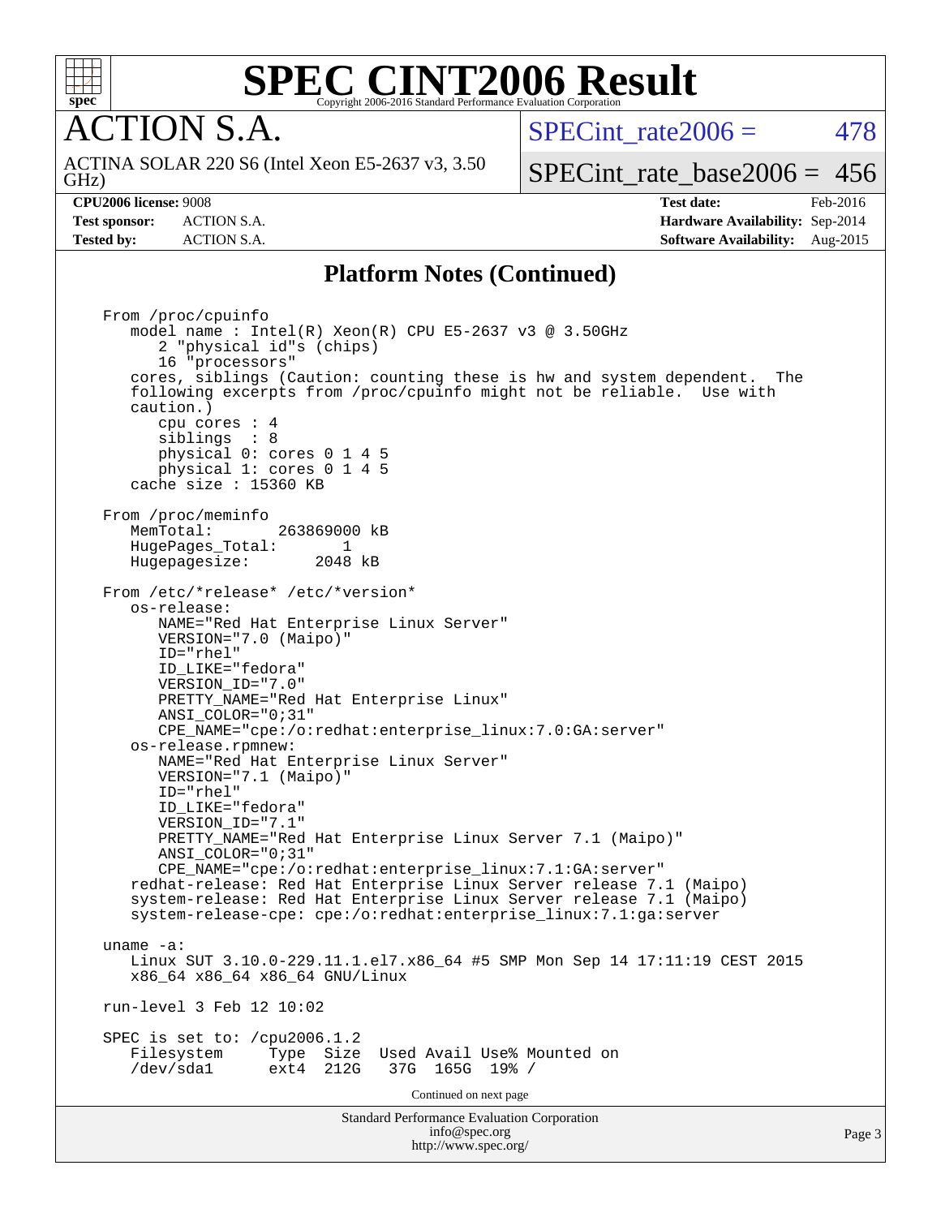# SPEC CINT2006 Result

Copyright 2006-2016 Standard Performance Evaluation Corporation

## ACTION S.A.

ACTINA SOLAR 220 S6 (Intel Xeon E5-2637 v3, 3.50 GHz)

SPECint_rate2006 = 478

SPECint_rate_base2006 = 456

| | | | |
|---|---|---|---|
| **CPU2006 license:** | 9008 | **Test date:** | Feb-2016 |
| **Test sponsor:** | ACTION S.A. | **Hardware Availability:** | Sep-2014 |
| **Tested by:** | ACTION S.A. | **Software Availability:** | Aug-2015 |

### Platform Notes (Continued)

```
From /proc/cpuinfo
   model name : Intel(R) Xeon(R) CPU E5-2637 v3 @ 3.50GHz
      2 "physical id"s (chips)
      16 "processors"
   cores, siblings (Caution: counting these is hw and system dependent.  The
   following excerpts from /proc/cpuinfo might not be reliable.  Use with
   caution.)
      cpu cores : 4
      siblings  : 8
      physical 0: cores 0 1 4 5
      physical 1: cores 0 1 4 5
   cache size : 15360 KB

From /proc/meminfo
   MemTotal:       263869000 kB
   HugePages_Total:       1
   Hugepagesize:       2048 kB

From /etc/*release* /etc/*version*
   os-release:
      NAME="Red Hat Enterprise Linux Server"
      VERSION="7.0 (Maipo)"
      ID="rhel"
      ID_LIKE="fedora"
      VERSION_ID="7.0"
      PRETTY_NAME="Red Hat Enterprise Linux"
      ANSI_COLOR="0;31"
      CPE_NAME="cpe:/o:redhat:enterprise_linux:7.0:GA:server"
   os-release.rpmnew:
      NAME="Red Hat Enterprise Linux Server"
      VERSION="7.1 (Maipo)"
      ID="rhel"
      ID_LIKE="fedora"
      VERSION_ID="7.1"
      PRETTY_NAME="Red Hat Enterprise Linux Server 7.1 (Maipo)"
      ANSI_COLOR="0;31"
      CPE_NAME="cpe:/o:redhat:enterprise_linux:7.1:GA:server"
   redhat-release: Red Hat Enterprise Linux Server release 7.1 (Maipo)
   system-release: Red Hat Enterprise Linux Server release 7.1 (Maipo)
   system-release-cpe: cpe:/o:redhat:enterprise_linux:7.1:ga:server

uname -a:
   Linux SUT 3.10.0-229.11.1.el7.x86_64 #5 SMP Mon Sep 14 17:11:19 CEST 2015
   x86_64 x86_64 x86_64 GNU/Linux

run-level 3 Feb 12 10:02

SPEC is set to: /cpu2006.1.2
   Filesystem     Type  Size  Used Avail Use% Mounted on
   /dev/sda1      ext4  212G   37G  165G  19% /
```

Continued on next page

Standard Performance Evaluation Corporation
info@spec.org
http://www.spec.org/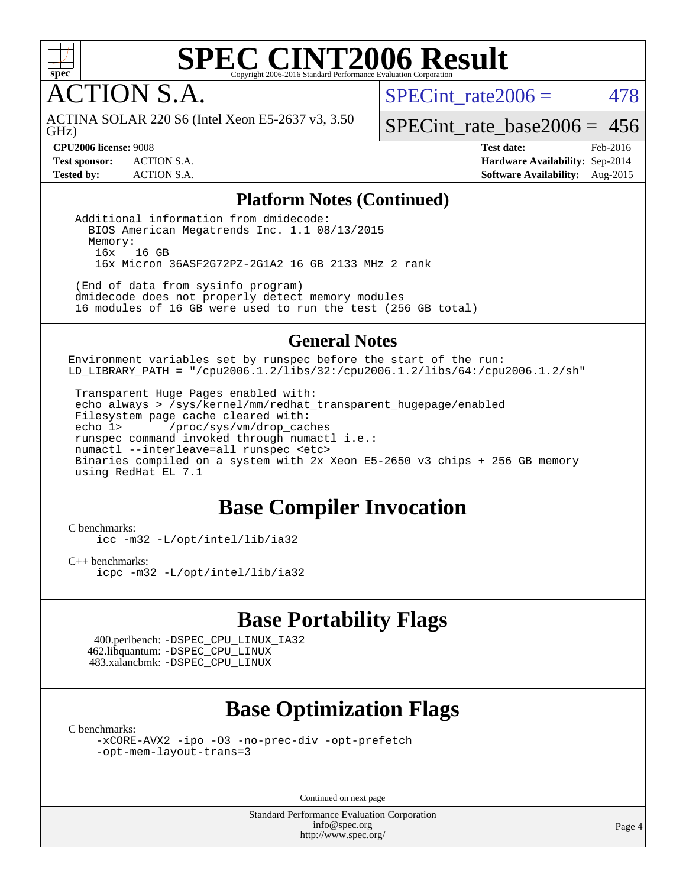# SPEC CINT2006 Result

## ACTION S.A.

ACTINA SOLAR 220 S6 (Intel Xeon E5-2637 v3, 3.50 GHz)

SPECint_rate2006 = 478

SPECint_rate_base2006 = 456

| | | | |
|---|---|---|---|
| **CPU2006 license:** 9008 | | **Test date:** | Feb-2016 |
| **Test sponsor:** | ACTION S.A. | **Hardware Availability:** | Sep-2014 |
| **Tested by:** | ACTION S.A. | **Software Availability:** | Aug-2015 |

## Platform Notes (Continued)

```
Additional information from dmidecode:
  BIOS American Megatrends Inc. 1.1 08/13/2015
  Memory:
   16x   16 GB
   16x Micron 36ASF2G72PZ-2G1A2 16 GB 2133 MHz 2 rank

(End of data from sysinfo program)
dmidecode does not properly detect memory modules
16 modules of 16 GB were used to run the test (256 GB total)
```

## General Notes

```
Environment variables set by runspec before the start of the run:
LD_LIBRARY_PATH = "/cpu2006.1.2/libs/32:/cpu2006.1.2/libs/64:/cpu2006.1.2/sh"

 Transparent Huge Pages enabled with:
 echo always > /sys/kernel/mm/redhat_transparent_hugepage/enabled
 Filesystem page cache cleared with:
 echo 1>       /proc/sys/vm/drop_caches
 runspec command invoked through numactl i.e.:
 numactl --interleave=all runspec <etc>
 Binaries compiled on a system with 2x Xeon E5-2650 v3 chips + 256 GB memory
 using RedHat EL 7.1
```

## Base Compiler Invocation

C benchmarks:
```
icc -m32 -L/opt/intel/lib/ia32
```

C++ benchmarks:
```
icpc -m32 -L/opt/intel/lib/ia32
```

## Base Portability Flags

400.perlbench: -DSPEC_CPU_LINUX_IA32
462.libquantum: -DSPEC_CPU_LINUX
483.xalancbmk: -DSPEC_CPU_LINUX

## Base Optimization Flags

C benchmarks:
```
-xCORE-AVX2 -ipo -O3 -no-prec-div -opt-prefetch
-opt-mem-layout-trans=3
```

Continued on next page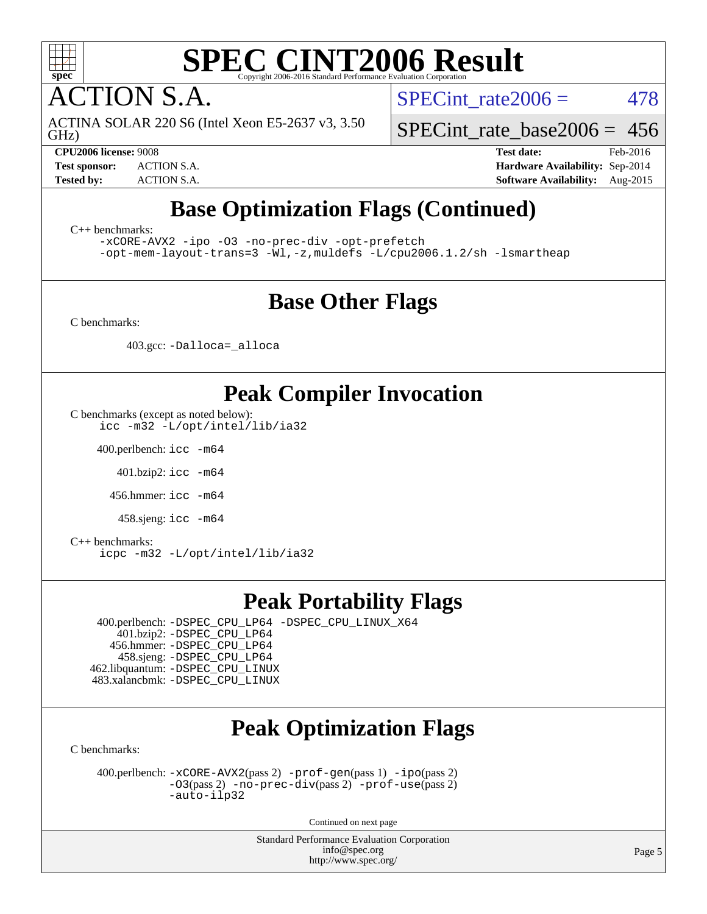# SPEC CINT2006 Result

## ACTION S.A.

ACTINA SOLAR 220 S6 (Intel Xeon E5-2637 v3, 3.50 GHz)

SPECint_rate2006 = 478

SPECint_rate_base2006 = 456

| | | | |
|---|---|---|---|
| **CPU2006 license:** 9008 | | **Test date:** | Feb-2016 |
| **Test sponsor:** | ACTION S.A. | **Hardware Availability:** | Sep-2014 |
| **Tested by:** | ACTION S.A. | **Software Availability:** | Aug-2015 |

## Base Optimization Flags (Continued)

C++ benchmarks:

```
-xCORE-AVX2 -ipo -O3 -no-prec-div -opt-prefetch
-opt-mem-layout-trans=3 -Wl,-z,muldefs -L/cpu2006.1.2/sh -lsmartheap
```

## Base Other Flags

C benchmarks:

403.gcc: `-Dalloca=_alloca`

## Peak Compiler Invocation

C benchmarks (except as noted below):
`icc -m32 -L/opt/intel/lib/ia32`

400.perlbench: `icc -m64`

401.bzip2: `icc -m64`

456.hmmer: `icc -m64`

458.sjeng: `icc -m64`

C++ benchmarks:
`icpc -m32 -L/opt/intel/lib/ia32`

## Peak Portability Flags

400.perlbench: `-DSPEC_CPU_LP64 -DSPEC_CPU_LINUX_X64`
401.bzip2: `-DSPEC_CPU_LP64`
456.hmmer: `-DSPEC_CPU_LP64`
458.sjeng: `-DSPEC_CPU_LP64`
462.libquantum: `-DSPEC_CPU_LINUX`
483.xalancbmk: `-DSPEC_CPU_LINUX`

## Peak Optimization Flags

C benchmarks:

400.perlbench: `-xCORE-AVX2`(pass 2) `-prof-gen`(pass 1) `-ipo`(pass 2) `-O3`(pass 2) `-no-prec-div`(pass 2) `-prof-use`(pass 2) `-auto-ilp32`

Continued on next page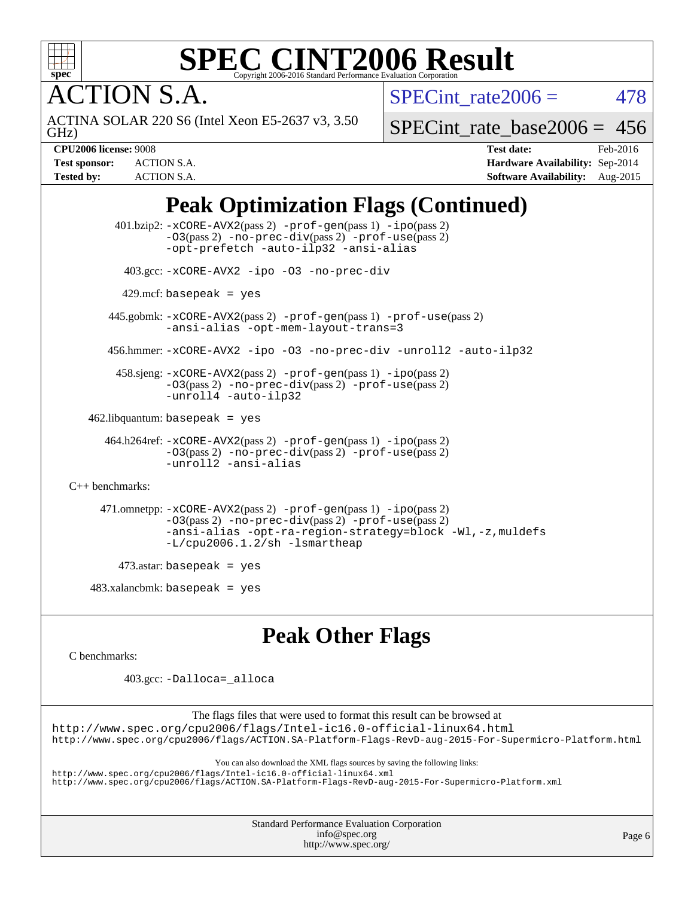# SPEC CINT2006 Result

Copyright 2006-2016 Standard Performance Evaluation Corporation

## ACTION S.A.

ACTINA SOLAR 220 S6 (Intel Xeon E5-2637 v3, 3.50 GHz)

SPECint_rate2006 = 478

SPECint_rate_base2006 = 456

| | | | |
|---|---|---|---|
| **CPU2006 license:** 9008 | | **Test date:** | Feb-2016 |
| **Test sponsor:** | ACTION S.A. | **Hardware Availability:** | Sep-2014 |
| **Tested by:** | ACTION S.A. | **Software Availability:** | Aug-2015 |

## Peak Optimization Flags (Continued)

401.bzip2: `-xCORE-AVX2`(pass 2) `-prof-gen`(pass 1) `-ipo`(pass 2) `-O3`(pass 2) `-no-prec-div`(pass 2) `-prof-use`(pass 2) `-opt-prefetch` `-auto-ilp32` `-ansi-alias`

403.gcc: `-xCORE-AVX2 -ipo -O3 -no-prec-div`

429.mcf: `basepeak = yes`

445.gobmk: `-xCORE-AVX2`(pass 2) `-prof-gen`(pass 1) `-prof-use`(pass 2) `-ansi-alias` `-opt-mem-layout-trans=3`

456.hmmer: `-xCORE-AVX2 -ipo -O3 -no-prec-div -unroll2 -auto-ilp32`

458.sjeng: `-xCORE-AVX2`(pass 2) `-prof-gen`(pass 1) `-ipo`(pass 2) `-O3`(pass 2) `-no-prec-div`(pass 2) `-prof-use`(pass 2) `-unroll4` `-auto-ilp32`

462.libquantum: `basepeak = yes`

464.h264ref: `-xCORE-AVX2`(pass 2) `-prof-gen`(pass 1) `-ipo`(pass 2) `-O3`(pass 2) `-no-prec-div`(pass 2) `-prof-use`(pass 2) `-unroll2` `-ansi-alias`

C++ benchmarks:

471.omnetpp: `-xCORE-AVX2`(pass 2) `-prof-gen`(pass 1) `-ipo`(pass 2) `-O3`(pass 2) `-no-prec-div`(pass 2) `-prof-use`(pass 2) `-ansi-alias` `-opt-ra-region-strategy=block` `-Wl,-z,muldefs` `-L/cpu2006.1.2/sh -lsmartheap`

473.astar: `basepeak = yes`

483.xalancbmk: `basepeak = yes`

## Peak Other Flags

C benchmarks:

403.gcc: `-Dalloca=_alloca`

The flags files that were used to format this result can be browsed at
http://www.spec.org/cpu2006/flags/Intel-ic16.0-official-linux64.html
http://www.spec.org/cpu2006/flags/ACTION.SA-Platform-Flags-RevD-aug-2015-For-Supermicro-Platform.html

You can also download the XML flags sources by saving the following links:
http://www.spec.org/cpu2006/flags/Intel-ic16.0-official-linux64.xml
http://www.spec.org/cpu2006/flags/ACTION.SA-Platform-Flags-RevD-aug-2015-For-Supermicro-Platform.xml

Standard Performance Evaluation Corporation
info@spec.org
http://www.spec.org/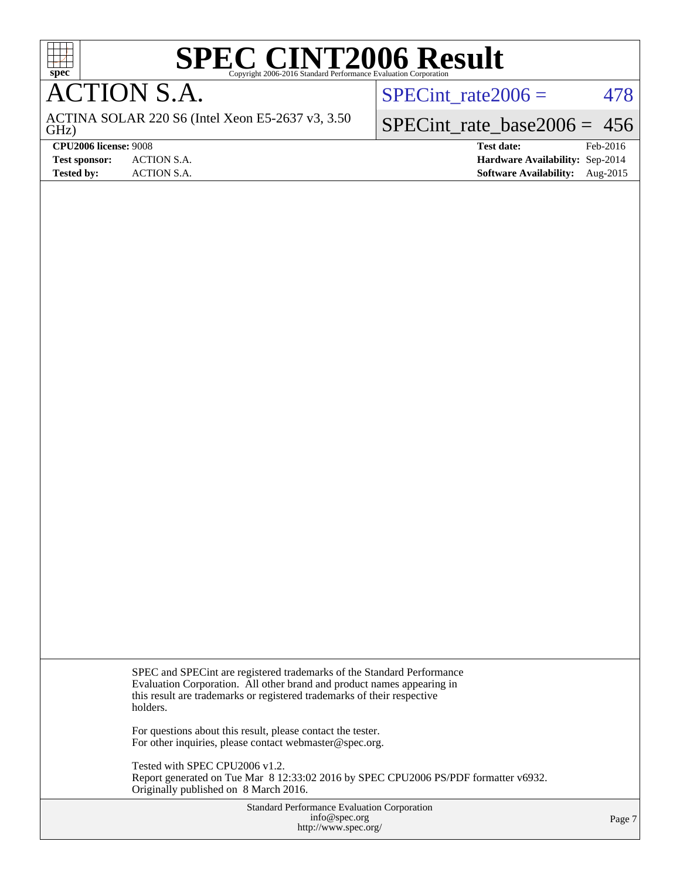SPEC and SPECint are registered trademarks of the Standard Performance Evaluation Corporation. All other brand and product names appearing in this result are trademarks or registered trademarks of their respective holders.

For questions about this result, please contact the tester.
For other inquiries, please contact webmaster@spec.org.

Tested with SPEC CPU2006 v1.2.
Report generated on Tue Mar 8 12:33:02 2016 by SPEC CPU2006 PS/PDF formatter v6932.
Originally published on 8 March 2016.